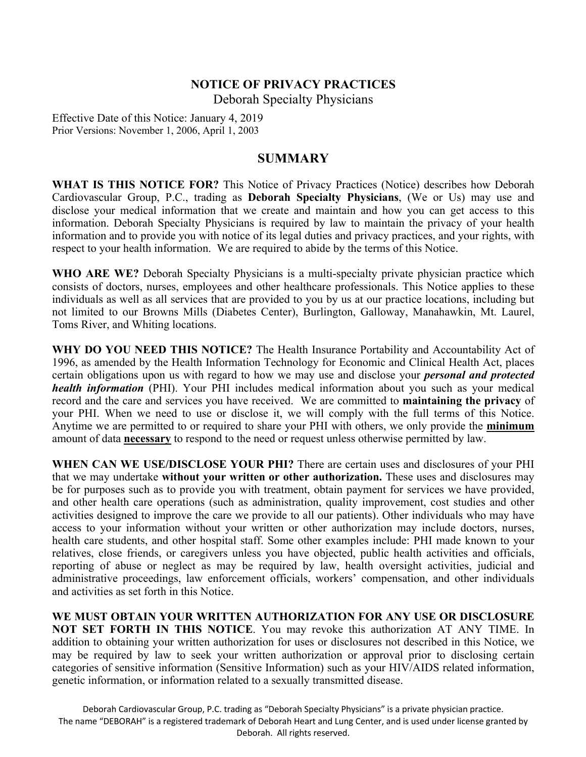# NOTICE OF PRIVACY PRACTICES

Deborah Specialty Physicians

Effective Date of this Notice: January 4, 2019
Prior Versions: November 1, 2006, April 1, 2003

## SUMMARY

**WHAT IS THIS NOTICE FOR?** This Notice of Privacy Practices (Notice) describes how Deborah Cardiovascular Group, P.C., trading as **Deborah Specialty Physicians**, (We or Us) may use and disclose your medical information that we create and maintain and how you can get access to this information. Deborah Specialty Physicians is required by law to maintain the privacy of your health information and to provide you with notice of its legal duties and privacy practices, and your rights, with respect to your health information. We are required to abide by the terms of this Notice.

**WHO ARE WE?** Deborah Specialty Physicians is a multi-specialty private physician practice which consists of doctors, nurses, employees and other healthcare professionals. This Notice applies to these individuals as well as all services that are provided to you by us at our practice locations, including but not limited to our Browns Mills (Diabetes Center), Burlington, Galloway, Manahawkin, Mt. Laurel, Toms River, and Whiting locations.

**WHY DO YOU NEED THIS NOTICE?** The Health Insurance Portability and Accountability Act of 1996, as amended by the Health Information Technology for Economic and Clinical Health Act, places certain obligations upon us with regard to how we may use and disclose your ***personal and protected health information*** (PHI). Your PHI includes medical information about you such as your medical record and the care and services you have received. We are committed to **maintaining the privacy** of your PHI. When we need to use or disclose it, we will comply with the full terms of this Notice. Anytime we are permitted to or required to share your PHI with others, we only provide the **minimum** amount of data **necessary** to respond to the need or request unless otherwise permitted by law.

**WHEN CAN WE USE/DISCLOSE YOUR PHI?** There are certain uses and disclosures of your PHI that we may undertake **without your written or other authorization.** These uses and disclosures may be for purposes such as to provide you with treatment, obtain payment for services we have provided, and other health care operations (such as administration, quality improvement, cost studies and other activities designed to improve the care we provide to all our patients). Other individuals who may have access to your information without your written or other authorization may include doctors, nurses, health care students, and other hospital staff. Some other examples include: PHI made known to your relatives, close friends, or caregivers unless you have objected, public health activities and officials, reporting of abuse or neglect as may be required by law, health oversight activities, judicial and administrative proceedings, law enforcement officials, workers' compensation, and other individuals and activities as set forth in this Notice.

**WE MUST OBTAIN YOUR WRITTEN AUTHORIZATION FOR ANY USE OR DISCLOSURE NOT SET FORTH IN THIS NOTICE**. You may revoke this authorization AT ANY TIME. In addition to obtaining your written authorization for uses or disclosures not described in this Notice, we may be required by law to seek your written authorization or approval prior to disclosing certain categories of sensitive information (Sensitive Information) such as your HIV/AIDS related information, genetic information, or information related to a sexually transmitted disease.

Deborah Cardiovascular Group, P.C. trading as "Deborah Specialty Physicians" is a private physician practice. The name "DEBORAH" is a registered trademark of Deborah Heart and Lung Center, and is used under license granted by Deborah. All rights reserved.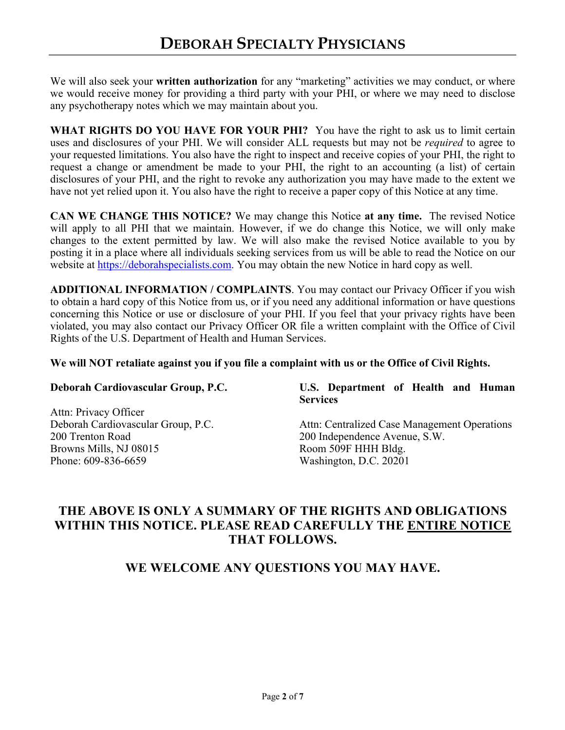We will also seek your **written authorization** for any "marketing" activities we may conduct, or where we would receive money for providing a third party with your PHI, or where we may need to disclose any psychotherapy notes which we may maintain about you.

**WHAT RIGHTS DO YOU HAVE FOR YOUR PHI?** You have the right to ask us to limit certain uses and disclosures of your PHI. We will consider ALL requests but may not be *required* to agree to your requested limitations. You also have the right to inspect and receive copies of your PHI, the right to request a change or amendment be made to your PHI, the right to an accounting (a list) of certain disclosures of your PHI, and the right to revoke any authorization you may have made to the extent we have not yet relied upon it. You also have the right to receive a paper copy of this Notice at any time.

**CAN WE CHANGE THIS NOTICE?** We may change this Notice **at any time.** The revised Notice will apply to all PHI that we maintain. However, if we do change this Notice, we will only make changes to the extent permitted by law. We will also make the revised Notice available to you by posting it in a place where all individuals seeking services from us will be able to read the Notice on our website at [https://deborahspecialists.com](https://deborahspecialists.com). You may obtain the new Notice in hard copy as well.

**ADDITIONAL INFORMATION / COMPLAINTS**. You may contact our Privacy Officer if you wish to obtain a hard copy of this Notice from us, or if you need any additional information or have questions concerning this Notice or use or disclosure of your PHI. If you feel that your privacy rights have been violated, you may also contact our Privacy Officer OR file a written complaint with the Office of Civil Rights of the U.S. Department of Health and Human Services.

**We will NOT retaliate against you if you file a complaint with us or the Office of Civil Rights.**

**Deborah Cardiovascular Group, P.C.**

Attn: Privacy Officer
Deborah Cardiovascular Group, P.C.
200 Trenton Road
Browns Mills, NJ 08015
Phone: 609-836-6659

**U.S. Department of Health and Human Services**

Attn: Centralized Case Management Operations
200 Independence Avenue, S.W.
Room 509F HHH Bldg.
Washington, D.C. 20201

## THE ABOVE IS ONLY A SUMMARY OF THE RIGHTS AND OBLIGATIONS WITHIN THIS NOTICE. PLEASE READ CAREFULLY THE ENTIRE NOTICE THAT FOLLOWS.

## WE WELCOME ANY QUESTIONS YOU MAY HAVE.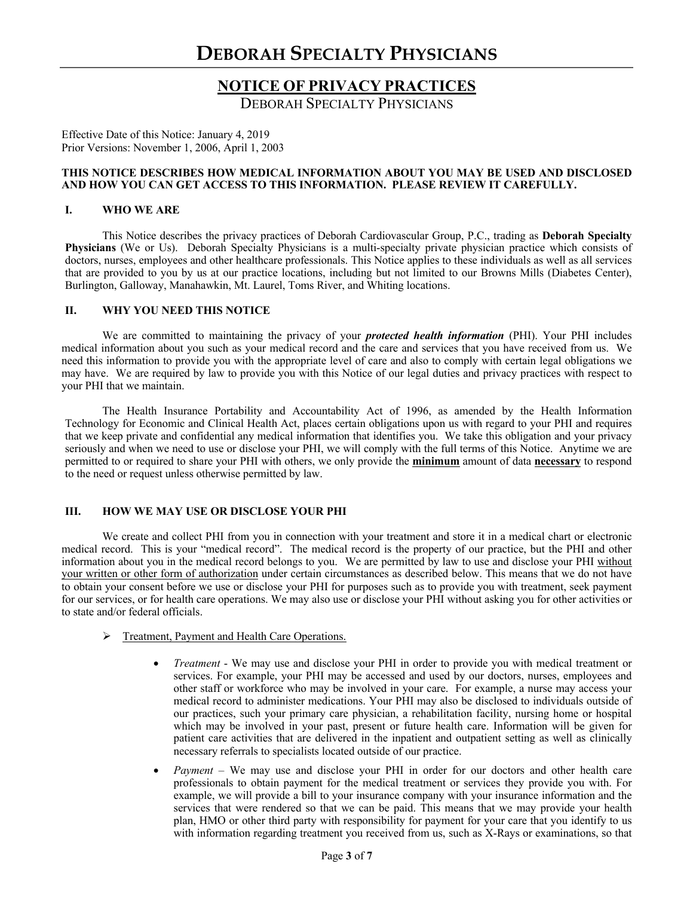# DEBORAH SPECIALTY PHYSICIANS

## NOTICE OF PRIVACY PRACTICES

DEBORAH SPECIALTY PHYSICIANS

Effective Date of this Notice: January 4, 2019
Prior Versions: November 1, 2006, April 1, 2003

**THIS NOTICE DESCRIBES HOW MEDICAL INFORMATION ABOUT YOU MAY BE USED AND DISCLOSED AND HOW YOU CAN GET ACCESS TO THIS INFORMATION. PLEASE REVIEW IT CAREFULLY.**

### I. WHO WE ARE

This Notice describes the privacy practices of Deborah Cardiovascular Group, P.C., trading as **Deborah Specialty Physicians** (We or Us). Deborah Specialty Physicians is a multi-specialty private physician practice which consists of doctors, nurses, employees and other healthcare professionals. This Notice applies to these individuals as well as all services that are provided to you by us at our practice locations, including but not limited to our Browns Mills (Diabetes Center), Burlington, Galloway, Manahawkin, Mt. Laurel, Toms River, and Whiting locations.

### II. WHY YOU NEED THIS NOTICE

We are committed to maintaining the privacy of your ***protected health information*** (PHI). Your PHI includes medical information about you such as your medical record and the care and services that you have received from us. We need this information to provide you with the appropriate level of care and also to comply with certain legal obligations we may have. We are required by law to provide you with this Notice of our legal duties and privacy practices with respect to your PHI that we maintain.

The Health Insurance Portability and Accountability Act of 1996, as amended by the Health Information Technology for Economic and Clinical Health Act, places certain obligations upon us with regard to your PHI and requires that we keep private and confidential any medical information that identifies you. We take this obligation and your privacy seriously and when we need to use or disclose your PHI, we will comply with the full terms of this Notice. Anytime we are permitted to or required to share your PHI with others, we only provide the **minimum** amount of data **necessary** to respond to the need or request unless otherwise permitted by law.

### III. HOW WE MAY USE OR DISCLOSE YOUR PHI

We create and collect PHI from you in connection with your treatment and store it in a medical chart or electronic medical record. This is your "medical record". The medical record is the property of our practice, but the PHI and other information about you in the medical record belongs to you. We are permitted by law to use and disclose your PHI without your written or other form of authorization under certain circumstances as described below. This means that we do not have to obtain your consent before we use or disclose your PHI for purposes such as to provide you with treatment, seek payment for our services, or for health care operations. We may also use or disclose your PHI without asking you for other activities or to state and/or federal officials.

- Treatment, Payment and Health Care Operations.

  - *Treatment* - We may use and disclose your PHI in order to provide you with medical treatment or services. For example, your PHI may be accessed and used by our doctors, nurses, employees and other staff or workforce who may be involved in your care. For example, a nurse may access your medical record to administer medications. Your PHI may also be disclosed to individuals outside of our practices, such your primary care physician, a rehabilitation facility, nursing home or hospital which may be involved in your past, present or future health care. Information will be given for patient care activities that are delivered in the inpatient and outpatient setting as well as clinically necessary referrals to specialists located outside of our practice.

  - *Payment* – We may use and disclose your PHI in order for our doctors and other health care professionals to obtain payment for the medical treatment or services they provide you with. For example, we will provide a bill to your insurance company with your insurance information and the services that were rendered so that we can be paid. This means that we may provide your health plan, HMO or other third party with responsibility for payment for your care that you identify to us with information regarding treatment you received from us, such as X-Rays or examinations, so that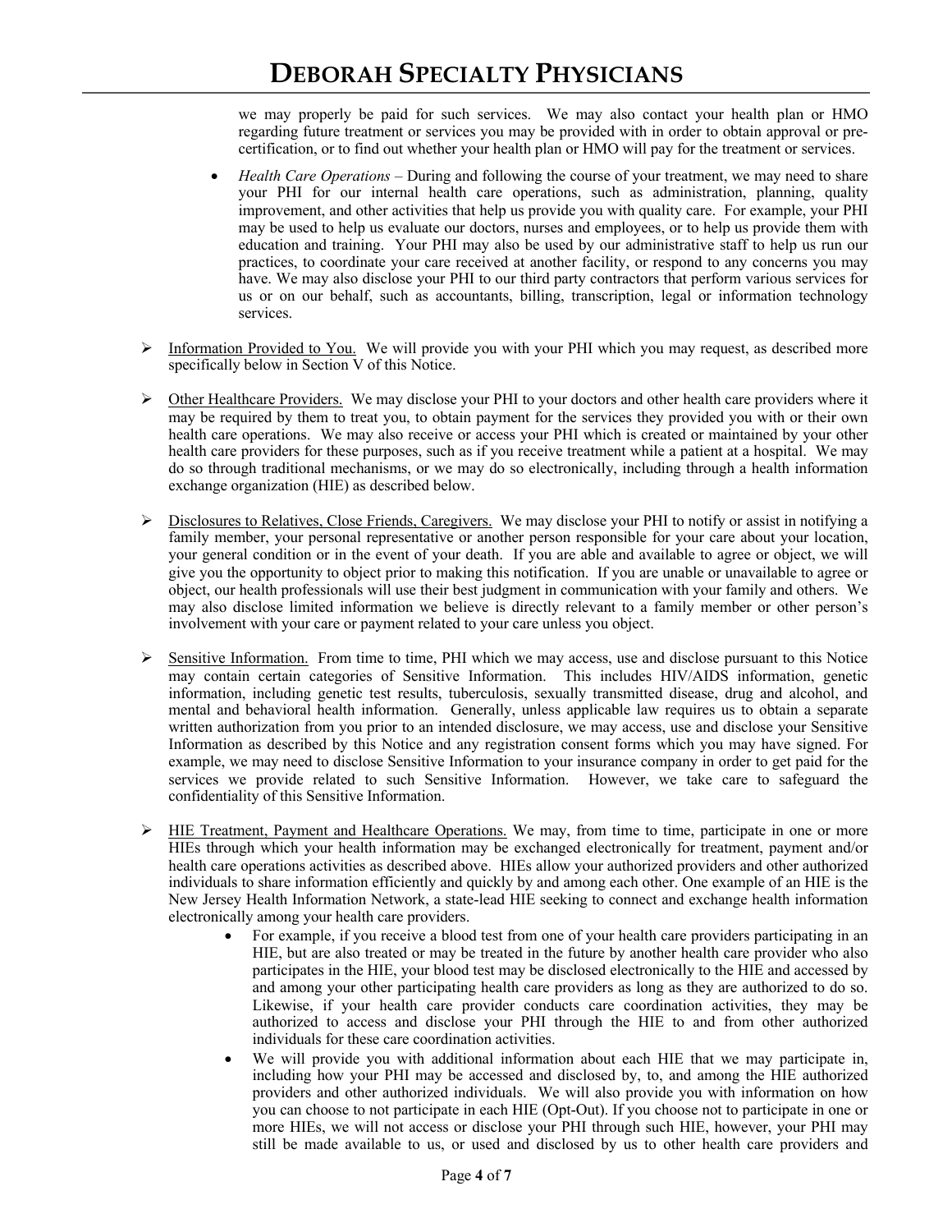we may properly be paid for such services. We may also contact your health plan or HMO regarding future treatment or services you may be provided with in order to obtain approval or pre-certification, or to find out whether your health plan or HMO will pay for the treatment or services.

- *Health Care Operations* – During and following the course of your treatment, we may need to share your PHI for our internal health care operations, such as administration, planning, quality improvement, and other activities that help us provide you with quality care. For example, your PHI may be used to help us evaluate our doctors, nurses and employees, or to help us provide them with education and training. Your PHI may also be used by our administrative staff to help us run our practices, to coordinate your care received at another facility, or respond to any concerns you may have. We may also disclose your PHI to our third party contractors that perform various services for us or on our behalf, such as accountants, billing, transcription, legal or information technology services.

➢ <u>Information Provided to You.</u> We will provide you with your PHI which you may request, as described more specifically below in Section V of this Notice.

➢ <u>Other Healthcare Providers.</u> We may disclose your PHI to your doctors and other health care providers where it may be required by them to treat you, to obtain payment for the services they provided you with or their own health care operations. We may also receive or access your PHI which is created or maintained by your other health care providers for these purposes, such as if you receive treatment while a patient at a hospital. We may do so through traditional mechanisms, or we may do so electronically, including through a health information exchange organization (HIE) as described below.

➢ <u>Disclosures to Relatives, Close Friends, Caregivers.</u> We may disclose your PHI to notify or assist in notifying a family member, your personal representative or another person responsible for your care about your location, your general condition or in the event of your death. If you are able and available to agree or object, we will give you the opportunity to object prior to making this notification. If you are unable or unavailable to agree or object, our health professionals will use their best judgment in communication with your family and others. We may also disclose limited information we believe is directly relevant to a family member or other person's involvement with your care or payment related to your care unless you object.

➢ <u>Sensitive Information.</u> From time to time, PHI which we may access, use and disclose pursuant to this Notice may contain certain categories of Sensitive Information. This includes HIV/AIDS information, genetic information, including genetic test results, tuberculosis, sexually transmitted disease, drug and alcohol, and mental and behavioral health information. Generally, unless applicable law requires us to obtain a separate written authorization from you prior to an intended disclosure, we may access, use and disclose your Sensitive Information as described by this Notice and any registration consent forms which you may have signed. For example, we may need to disclose Sensitive Information to your insurance company in order to get paid for the services we provide related to such Sensitive Information. However, we take care to safeguard the confidentiality of this Sensitive Information.

➢ <u>HIE Treatment, Payment and Healthcare Operations.</u> We may, from time to time, participate in one or more HIEs through which your health information may be exchanged electronically for treatment, payment and/or health care operations activities as described above. HIEs allow your authorized providers and other authorized individuals to share information efficiently and quickly by and among each other. One example of an HIE is the New Jersey Health Information Network, a state-lead HIE seeking to connect and exchange health information electronically among your health care providers.

- For example, if you receive a blood test from one of your health care providers participating in an HIE, but are also treated or may be treated in the future by another health care provider who also participates in the HIE, your blood test may be disclosed electronically to the HIE and accessed by and among your other participating health care providers as long as they are authorized to do so. Likewise, if your health care provider conducts care coordination activities, they may be authorized to access and disclose your PHI through the HIE to and from other authorized individuals for these care coordination activities.
- We will provide you with additional information about each HIE that we may participate in, including how your PHI may be accessed and disclosed by, to, and among the HIE authorized providers and other authorized individuals. We will also provide you with information on how you can choose to not participate in each HIE (Opt-Out). If you choose not to participate in one or more HIEs, we will not access or disclose your PHI through such HIE, however, your PHI may still be made available to us, or used and disclosed by us to other health care providers and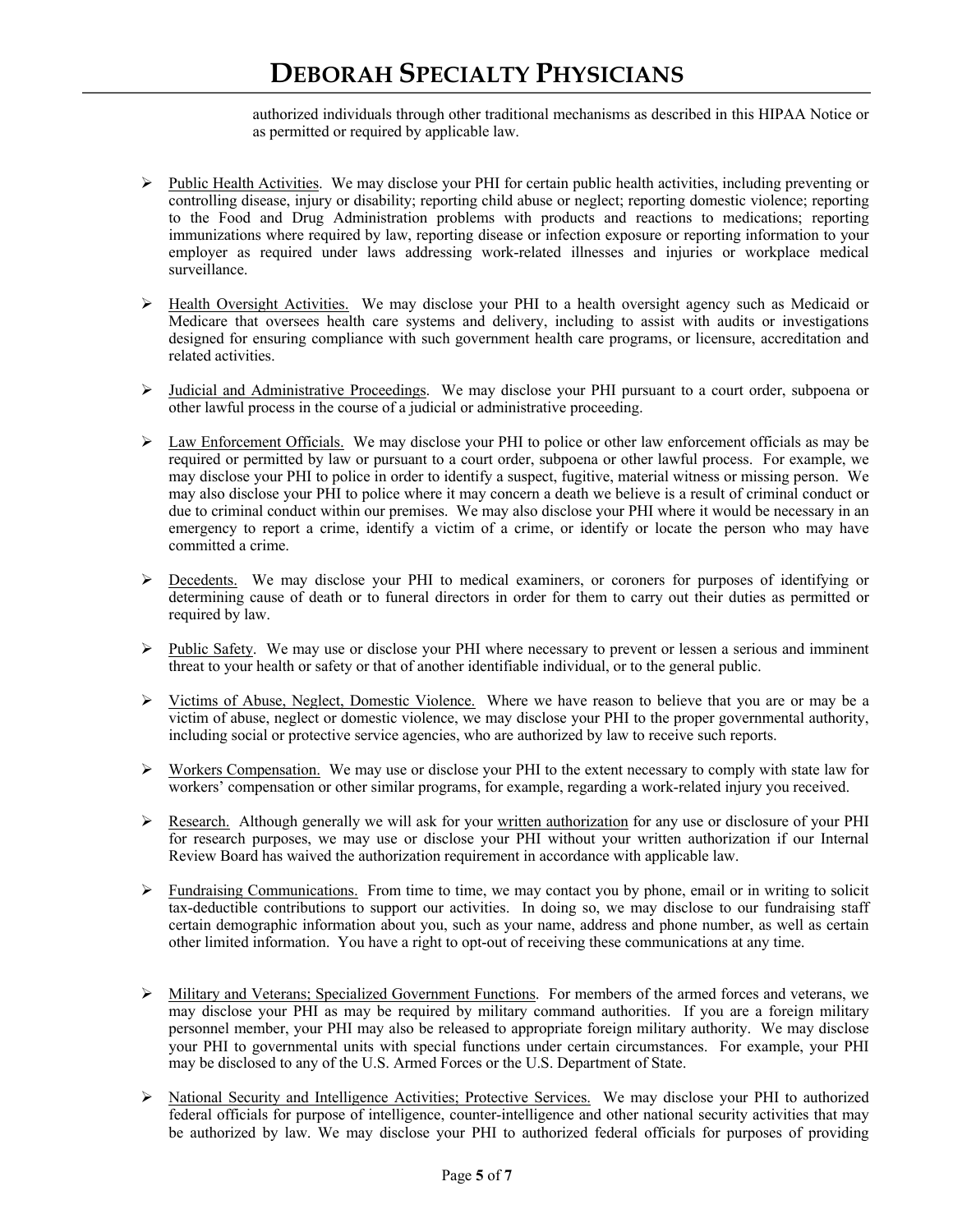authorized individuals through other traditional mechanisms as described in this HIPAA Notice or as permitted or required by applicable law.

- Public Health Activities. We may disclose your PHI for certain public health activities, including preventing or controlling disease, injury or disability; reporting child abuse or neglect; reporting domestic violence; reporting to the Food and Drug Administration problems with products and reactions to medications; reporting immunizations where required by law, reporting disease or infection exposure or reporting information to your employer as required under laws addressing work-related illnesses and injuries or workplace medical surveillance.

- Health Oversight Activities. We may disclose your PHI to a health oversight agency such as Medicaid or Medicare that oversees health care systems and delivery, including to assist with audits or investigations designed for ensuring compliance with such government health care programs, or licensure, accreditation and related activities.

- Judicial and Administrative Proceedings. We may disclose your PHI pursuant to a court order, subpoena or other lawful process in the course of a judicial or administrative proceeding.

- Law Enforcement Officials. We may disclose your PHI to police or other law enforcement officials as may be required or permitted by law or pursuant to a court order, subpoena or other lawful process. For example, we may disclose your PHI to police in order to identify a suspect, fugitive, material witness or missing person. We may also disclose your PHI to police where it may concern a death we believe is a result of criminal conduct or due to criminal conduct within our premises. We may also disclose your PHI where it would be necessary in an emergency to report a crime, identify a victim of a crime, or identify or locate the person who may have committed a crime.

- Decedents. We may disclose your PHI to medical examiners, or coroners for purposes of identifying or determining cause of death or to funeral directors in order for them to carry out their duties as permitted or required by law.

- Public Safety. We may use or disclose your PHI where necessary to prevent or lessen a serious and imminent threat to your health or safety or that of another identifiable individual, or to the general public.

- Victims of Abuse, Neglect, Domestic Violence. Where we have reason to believe that you are or may be a victim of abuse, neglect or domestic violence, we may disclose your PHI to the proper governmental authority, including social or protective service agencies, who are authorized by law to receive such reports.

- Workers Compensation. We may use or disclose your PHI to the extent necessary to comply with state law for workers' compensation or other similar programs, for example, regarding a work-related injury you received.

- Research. Although generally we will ask for your written authorization for any use or disclosure of your PHI for research purposes, we may use or disclose your PHI without your written authorization if our Internal Review Board has waived the authorization requirement in accordance with applicable law.

- Fundraising Communications. From time to time, we may contact you by phone, email or in writing to solicit tax-deductible contributions to support our activities. In doing so, we may disclose to our fundraising staff certain demographic information about you, such as your name, address and phone number, as well as certain other limited information. You have a right to opt-out of receiving these communications at any time.

- Military and Veterans; Specialized Government Functions. For members of the armed forces and veterans, we may disclose your PHI as may be required by military command authorities. If you are a foreign military personnel member, your PHI may also be released to appropriate foreign military authority. We may disclose your PHI to governmental units with special functions under certain circumstances. For example, your PHI may be disclosed to any of the U.S. Armed Forces or the U.S. Department of State.

- National Security and Intelligence Activities; Protective Services. We may disclose your PHI to authorized federal officials for purpose of intelligence, counter-intelligence and other national security activities that may be authorized by law. We may disclose your PHI to authorized federal officials for purposes of providing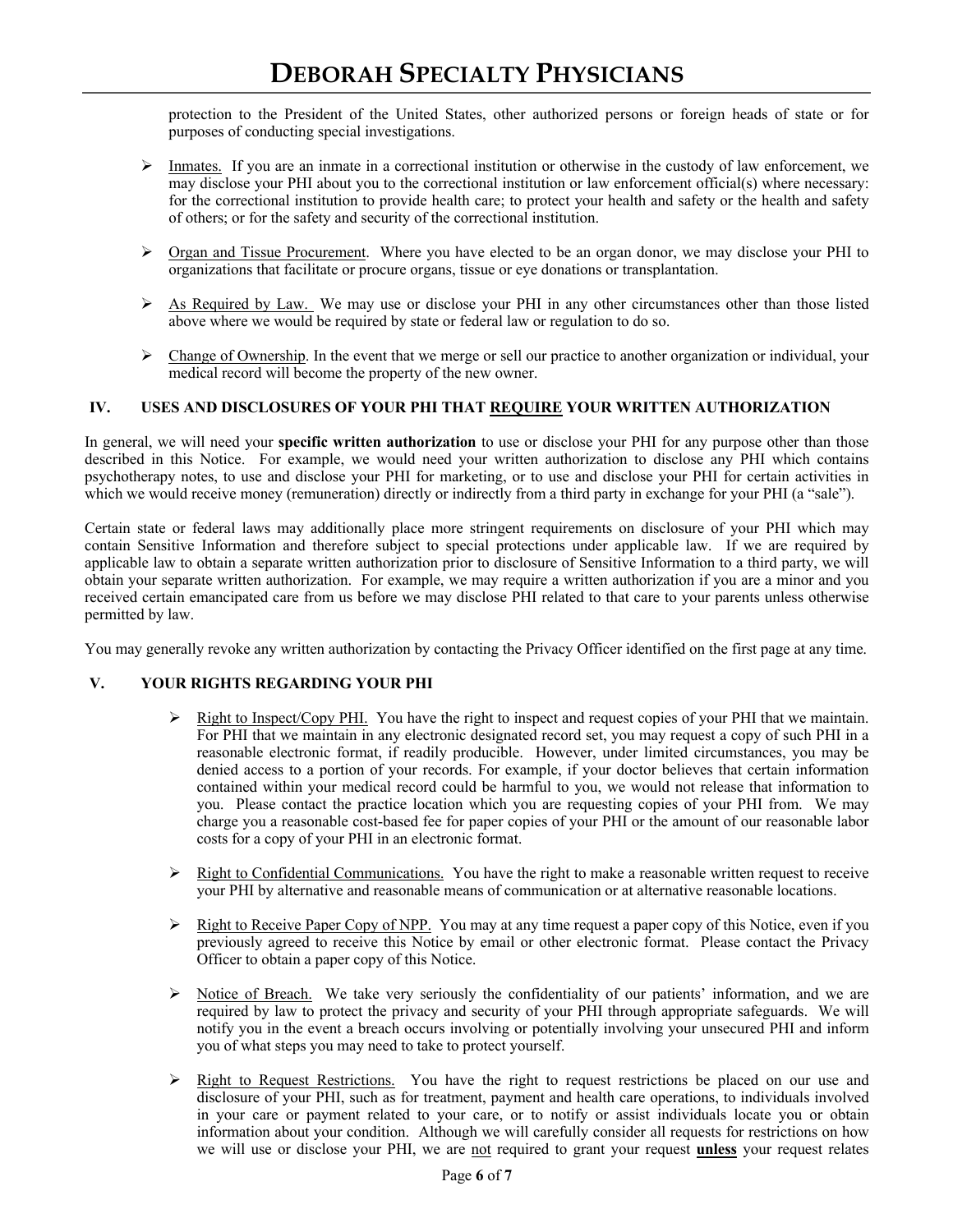protection to the President of the United States, other authorized persons or foreign heads of state or for purposes of conducting special investigations.

- Inmates. If you are an inmate in a correctional institution or otherwise in the custody of law enforcement, we may disclose your PHI about you to the correctional institution or law enforcement official(s) where necessary: for the correctional institution to provide health care; to protect your health and safety or the health and safety of others; or for the safety and security of the correctional institution.

- Organ and Tissue Procurement. Where you have elected to be an organ donor, we may disclose your PHI to organizations that facilitate or procure organs, tissue or eye donations or transplantation.

- As Required by Law. We may use or disclose your PHI in any other circumstances other than those listed above where we would be required by state or federal law or regulation to do so.

- Change of Ownership. In the event that we merge or sell our practice to another organization or individual, your medical record will become the property of the new owner.

## IV. USES AND DISCLOSURES OF YOUR PHI THAT REQUIRE YOUR WRITTEN AUTHORIZATION

In general, we will need your **specific written authorization** to use or disclose your PHI for any purpose other than those described in this Notice. For example, we would need your written authorization to disclose any PHI which contains psychotherapy notes, to use and disclose your PHI for marketing, or to use and disclose your PHI for certain activities in which we would receive money (remuneration) directly or indirectly from a third party in exchange for your PHI (a "sale").

Certain state or federal laws may additionally place more stringent requirements on disclosure of your PHI which may contain Sensitive Information and therefore subject to special protections under applicable law. If we are required by applicable law to obtain a separate written authorization prior to disclosure of Sensitive Information to a third party, we will obtain your separate written authorization. For example, we may require a written authorization if you are a minor and you received certain emancipated care from us before we may disclose PHI related to that care to your parents unless otherwise permitted by law.

You may generally revoke any written authorization by contacting the Privacy Officer identified on the first page at any time.

## V. YOUR RIGHTS REGARDING YOUR PHI

- Right to Inspect/Copy PHI. You have the right to inspect and request copies of your PHI that we maintain. For PHI that we maintain in any electronic designated record set, you may request a copy of such PHI in a reasonable electronic format, if readily producible. However, under limited circumstances, you may be denied access to a portion of your records. For example, if your doctor believes that certain information contained within your medical record could be harmful to you, we would not release that information to you. Please contact the practice location which you are requesting copies of your PHI from. We may charge you a reasonable cost-based fee for paper copies of your PHI or the amount of our reasonable labor costs for a copy of your PHI in an electronic format.

- Right to Confidential Communications. You have the right to make a reasonable written request to receive your PHI by alternative and reasonable means of communication or at alternative reasonable locations.

- Right to Receive Paper Copy of NPP. You may at any time request a paper copy of this Notice, even if you previously agreed to receive this Notice by email or other electronic format. Please contact the Privacy Officer to obtain a paper copy of this Notice.

- Notice of Breach. We take very seriously the confidentiality of our patients' information, and we are required by law to protect the privacy and security of your PHI through appropriate safeguards. We will notify you in the event a breach occurs involving or potentially involving your unsecured PHI and inform you of what steps you may need to take to protect yourself.

- Right to Request Restrictions. You have the right to request restrictions be placed on our use and disclosure of your PHI, such as for treatment, payment and health care operations, to individuals involved in your care or payment related to your care, or to notify or assist individuals locate you or obtain information about your condition. Although we will carefully consider all requests for restrictions on how we will use or disclose your PHI, we are not required to grant your request **unless** your request relates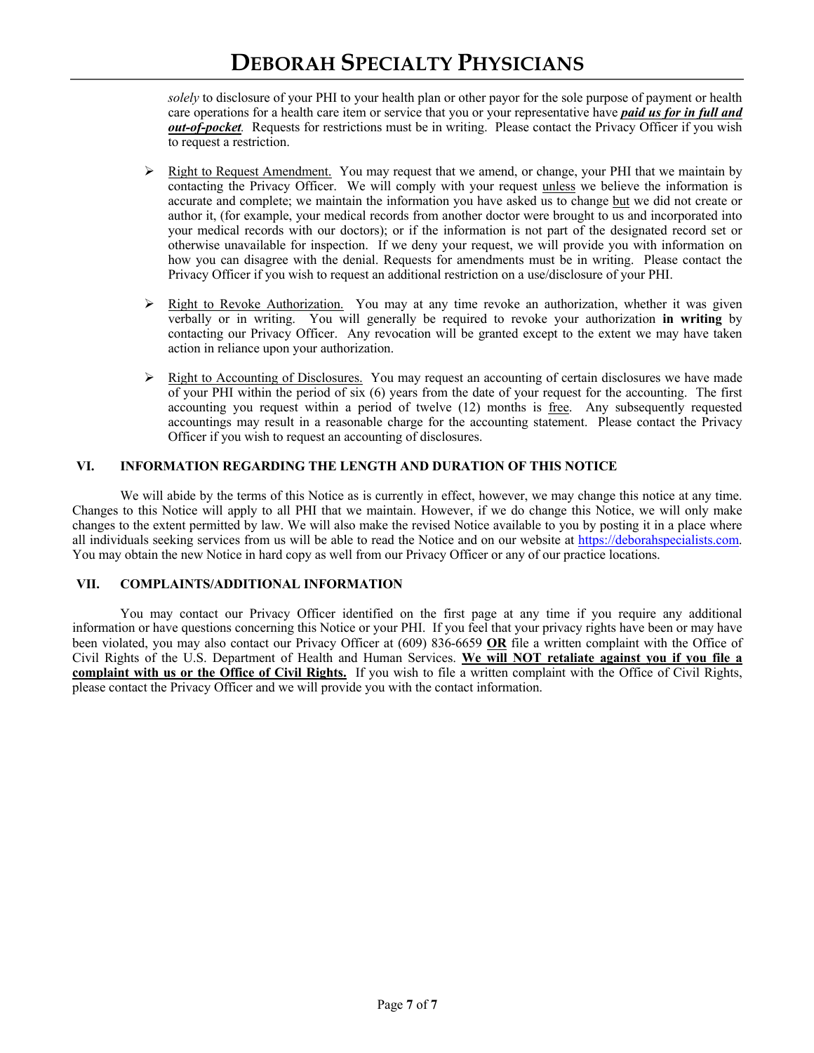*solely* to disclosure of your PHI to your health plan or other payor for the sole purpose of payment or health care operations for a health care item or service that you or your representative have ***paid us for in full and out-of-pocket***. Requests for restrictions must be in writing. Please contact the Privacy Officer if you wish to request a restriction.

- Right to Request Amendment. You may request that we amend, or change, your PHI that we maintain by contacting the Privacy Officer. We will comply with your request unless we believe the information is accurate and complete; we maintain the information you have asked us to change but we did not create or author it, (for example, your medical records from another doctor were brought to us and incorporated into your medical records with our doctors); or if the information is not part of the designated record set or otherwise unavailable for inspection. If we deny your request, we will provide you with information on how you can disagree with the denial. Requests for amendments must be in writing. Please contact the Privacy Officer if you wish to request an additional restriction on a use/disclosure of your PHI.

- Right to Revoke Authorization. You may at any time revoke an authorization, whether it was given verbally or in writing. You will generally be required to revoke your authorization **in writing** by contacting our Privacy Officer. Any revocation will be granted except to the extent we may have taken action in reliance upon your authorization.

- Right to Accounting of Disclosures. You may request an accounting of certain disclosures we have made of your PHI within the period of six (6) years from the date of your request for the accounting. The first accounting you request within a period of twelve (12) months is free. Any subsequently requested accountings may result in a reasonable charge for the accounting statement. Please contact the Privacy Officer if you wish to request an accounting of disclosures.

## VI. INFORMATION REGARDING THE LENGTH AND DURATION OF THIS NOTICE

We will abide by the terms of this Notice as is currently in effect, however, we may change this notice at any time. Changes to this Notice will apply to all PHI that we maintain. However, if we do change this Notice, we will only make changes to the extent permitted by law. We will also make the revised Notice available to you by posting it in a place where all individuals seeking services from us will be able to read the Notice and on our website at https://deborahspecialists.com. You may obtain the new Notice in hard copy as well from our Privacy Officer or any of our practice locations.

## VII. COMPLAINTS/ADDITIONAL INFORMATION

You may contact our Privacy Officer identified on the first page at any time if you require any additional information or have questions concerning this Notice or your PHI. If you feel that your privacy rights have been or may have been violated, you may also contact our Privacy Officer at (609) 836-6659 **OR** file a written complaint with the Office of Civil Rights of the U.S. Department of Health and Human Services. **We will NOT retaliate against you if you file a complaint with us or the Office of Civil Rights.** If you wish to file a written complaint with the Office of Civil Rights, please contact the Privacy Officer and we will provide you with the contact information.